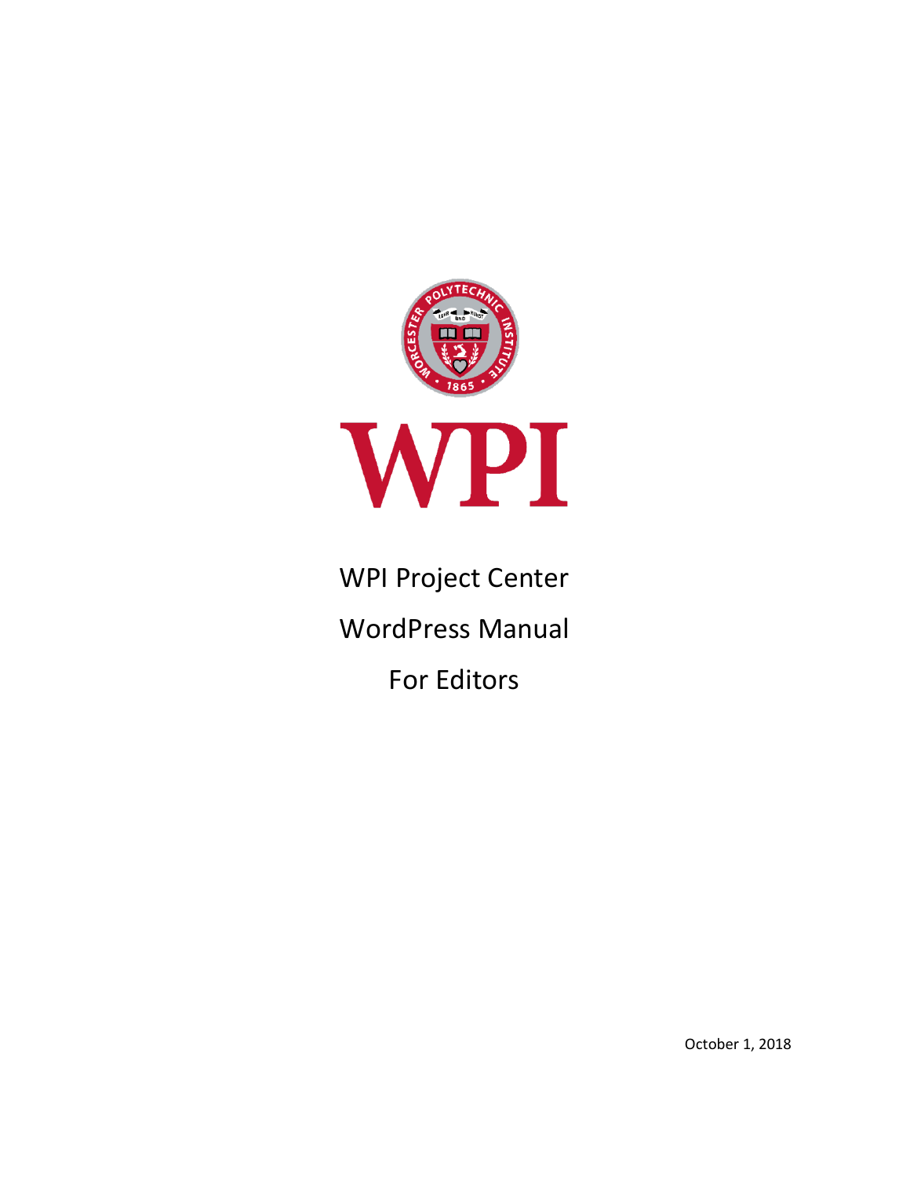# WPI Project Center

# WordPress Manual

# For Editors

October 1, 2018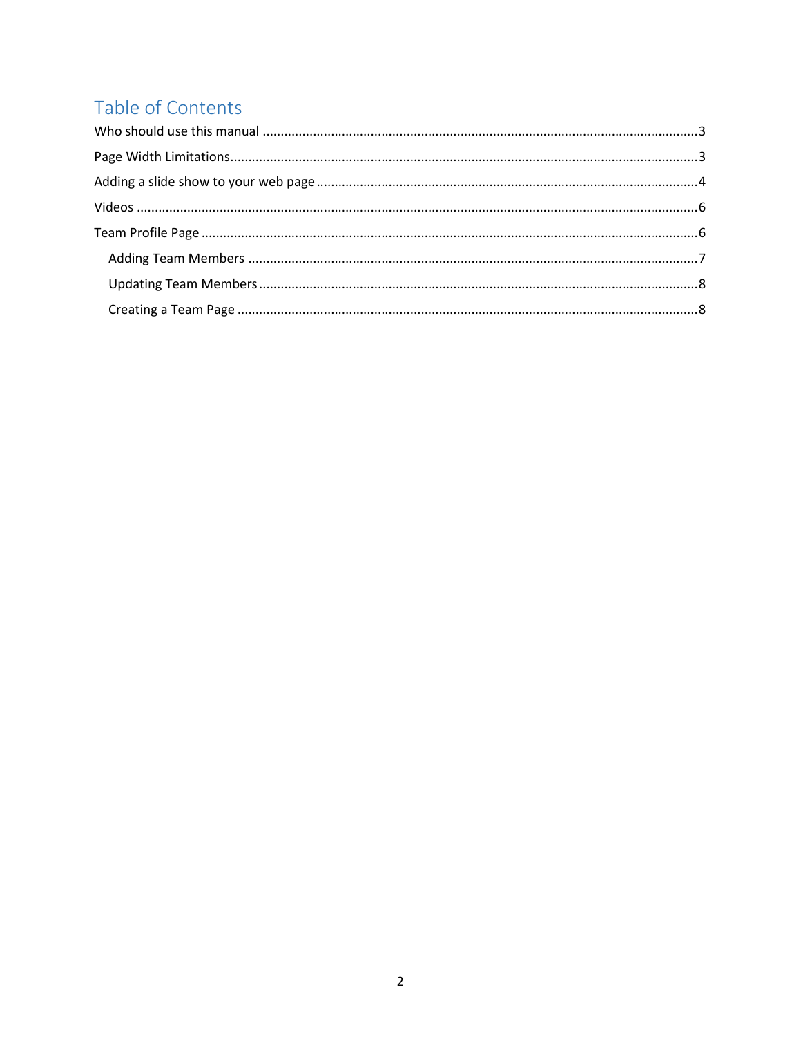# Table of Contents

Who should use this manual ........................................................................................................ 3

Page Width Limitations................................................................................................................ 3

Adding a slide show to your web page ........................................................................................ 4

Videos .......................................................................................................................................... 6

Team Profile Page ........................................................................................................................ 6

- Adding Team Members ............................................................................................................ 7
- Updating Team Members ......................................................................................................... 8
- Creating a Team Page ............................................................................................................... 8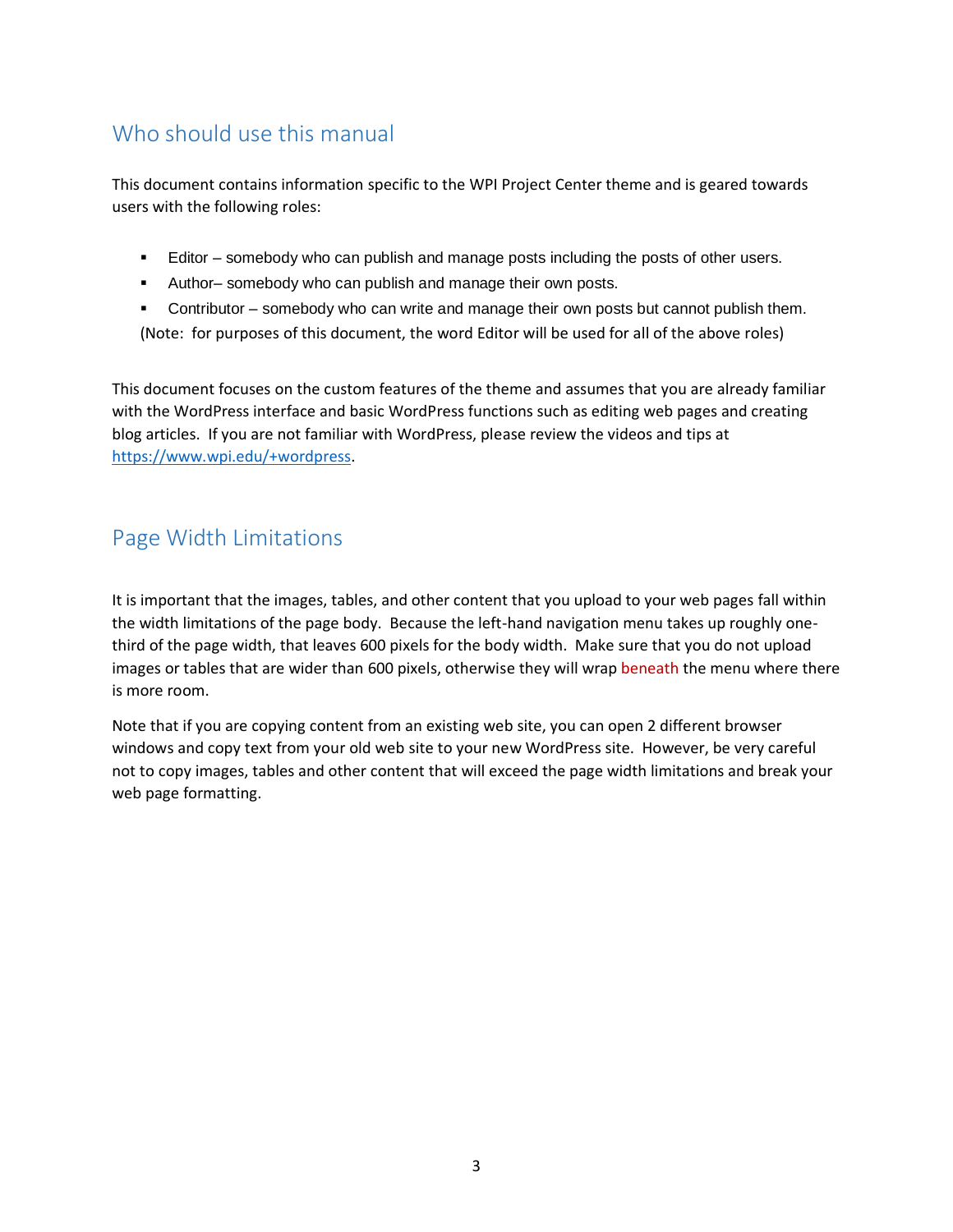## Who should use this manual

This document contains information specific to the WPI Project Center theme and is geared towards users with the following roles:

- Editor – somebody who can publish and manage posts including the posts of other users.
- Author– somebody who can publish and manage their own posts.
- Contributor – somebody who can write and manage their own posts but cannot publish them.

(Note: for purposes of this document, the word Editor will be used for all of the above roles)

This document focuses on the custom features of the theme and assumes that you are already familiar with the WordPress interface and basic WordPress functions such as editing web pages and creating blog articles. If you are not familiar with WordPress, please review the videos and tips at [https://www.wpi.edu/+wordpress](https://www.wpi.edu/+wordpress).

## Page Width Limitations

It is important that the images, tables, and other content that you upload to your web pages fall within the width limitations of the page body. Because the left-hand navigation menu takes up roughly one-third of the page width, that leaves 600 pixels for the body width. Make sure that you do not upload images or tables that are wider than 600 pixels, otherwise they will wrap beneath the menu where there is more room.

Note that if you are copying content from an existing web site, you can open 2 different browser windows and copy text from your old web site to your new WordPress site. However, be very careful not to copy images, tables and other content that will exceed the page width limitations and break your web page formatting.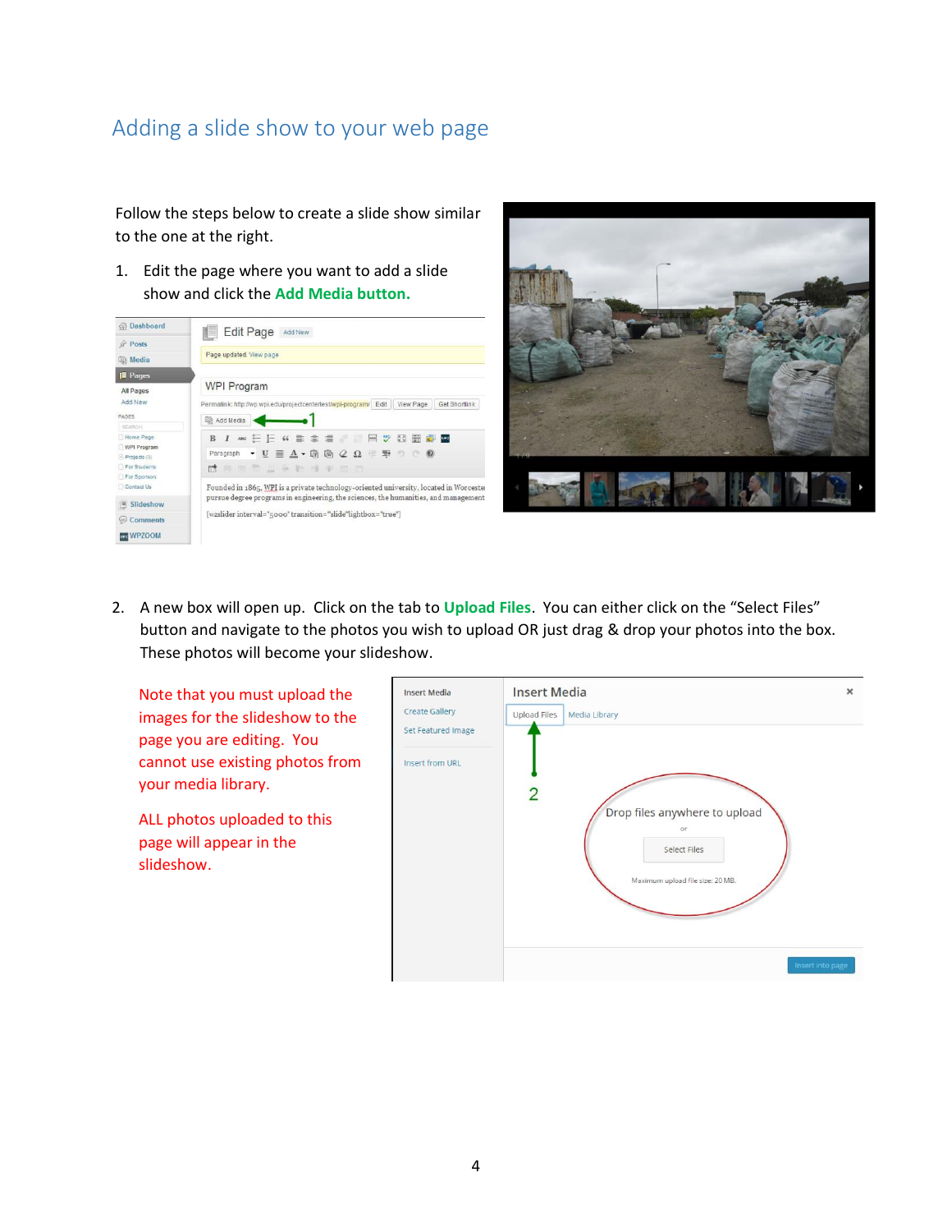## Adding a slide show to your web page

Follow the steps below to create a slide show similar to the one at the right.

1. Edit the page where you want to add a slide show and click the **Add Media button.**

2. A new box will open up. Click on the tab to **Upload Files**. You can either click on the "Select Files" button and navigate to the photos you wish to upload OR just drag & drop your photos into the box. These photos will become your slideshow.

Note that you must upload the images for the slideshow to the page you are editing. You cannot use existing photos from your media library.

ALL photos uploaded to this page will appear in the slideshow.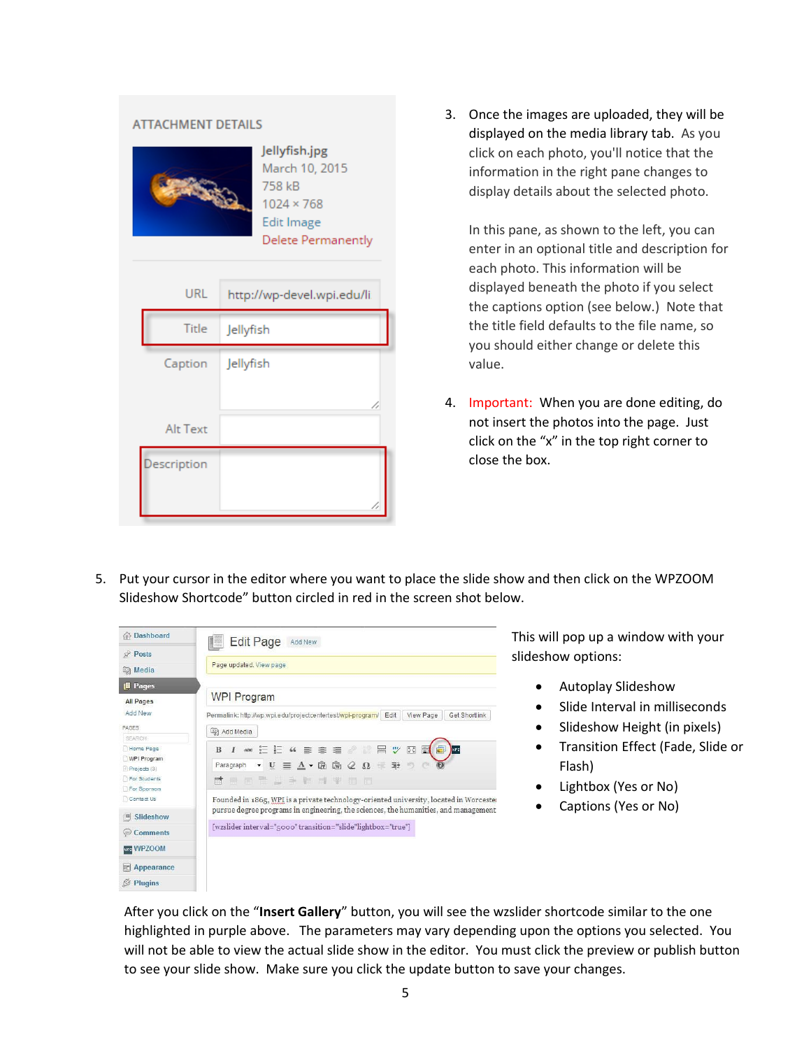3. Once the images are uploaded, they will be displayed on the media library tab. As you click on each photo, you'll notice that the information in the right pane changes to display details about the selected photo.

   In this pane, as shown to the left, you can enter in an optional title and description for each photo. This information will be displayed beneath the photo if you select the captions option (see below.) Note that the title field defaults to the file name, so you should either change or delete this value.

4. Important: When you are done editing, do not insert the photos into the page. Just click on the "x" in the top right corner to close the box.

5. Put your cursor in the editor where you want to place the slide show and then click on the WPZOOM Slideshow Shortcode" button circled in red in the screen shot below.

This will pop up a window with your slideshow options:

- Autoplay Slideshow
- Slide Interval in milliseconds
- Slideshow Height (in pixels)
- Transition Effect (Fade, Slide or Flash)
- Lightbox (Yes or No)
- Captions (Yes or No)

After you click on the "**Insert Gallery**" button, you will see the wzslider shortcode similar to the one highlighted in purple above. The parameters may vary depending upon the options you selected. You will not be able to view the actual slide show in the editor. You must click the preview or publish button to see your slide show. Make sure you click the update button to save your changes.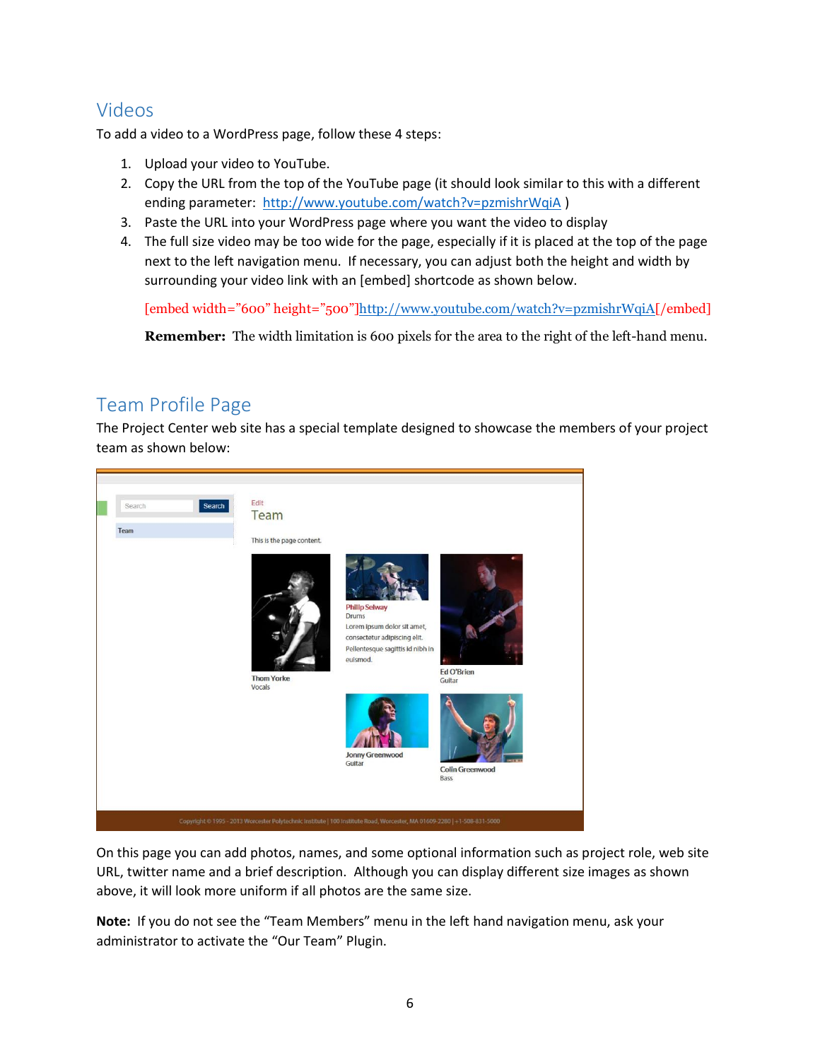## Videos

To add a video to a WordPress page, follow these 4 steps:

1. Upload your video to YouTube.
2. Copy the URL from the top of the YouTube page (it should look similar to this with a different ending parameter: http://www.youtube.com/watch?v=pzmishrWqiA )
3. Paste the URL into your WordPress page where you want the video to display
4. The full size video may be too wide for the page, especially if it is placed at the top of the page next to the left navigation menu. If necessary, you can adjust both the height and width by surrounding your video link with an [embed] shortcode as shown below.

   [embed width="600" height="500"]http://www.youtube.com/watch?v=pzmishrWqiA[/embed]

   **Remember:** The width limitation is 600 pixels for the area to the right of the left-hand menu.

## Team Profile Page

The Project Center web site has a special template designed to showcase the members of your project team as shown below:

On this page you can add photos, names, and some optional information such as project role, web site URL, twitter name and a brief description. Although you can display different size images as shown above, it will look more uniform if all photos are the same size.

**Note:** If you do not see the "Team Members" menu in the left hand navigation menu, ask your administrator to activate the "Our Team" Plugin.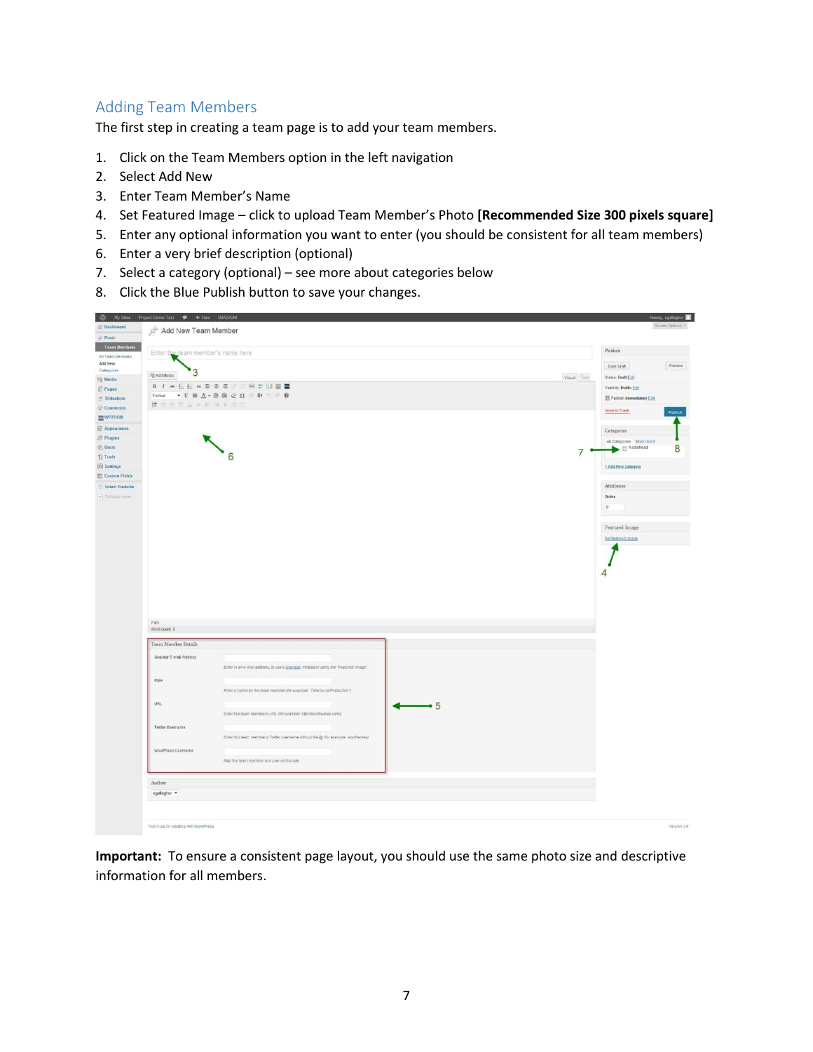## Adding Team Members

The first step in creating a team page is to add your team members.

1. Click on the Team Members option in the left navigation
2. Select Add New
3. Enter Team Member's Name
4. Set Featured Image – click to upload Team Member's Photo **[Recommended Size 300 pixels square]**
5. Enter any optional information you want to enter (you should be consistent for all team members)
6. Enter a very brief description (optional)
7. Select a category (optional) – see more about categories below
8. Click the Blue Publish button to save your changes.

**Important:** To ensure a consistent page layout, you should use the same photo size and descriptive information for all members.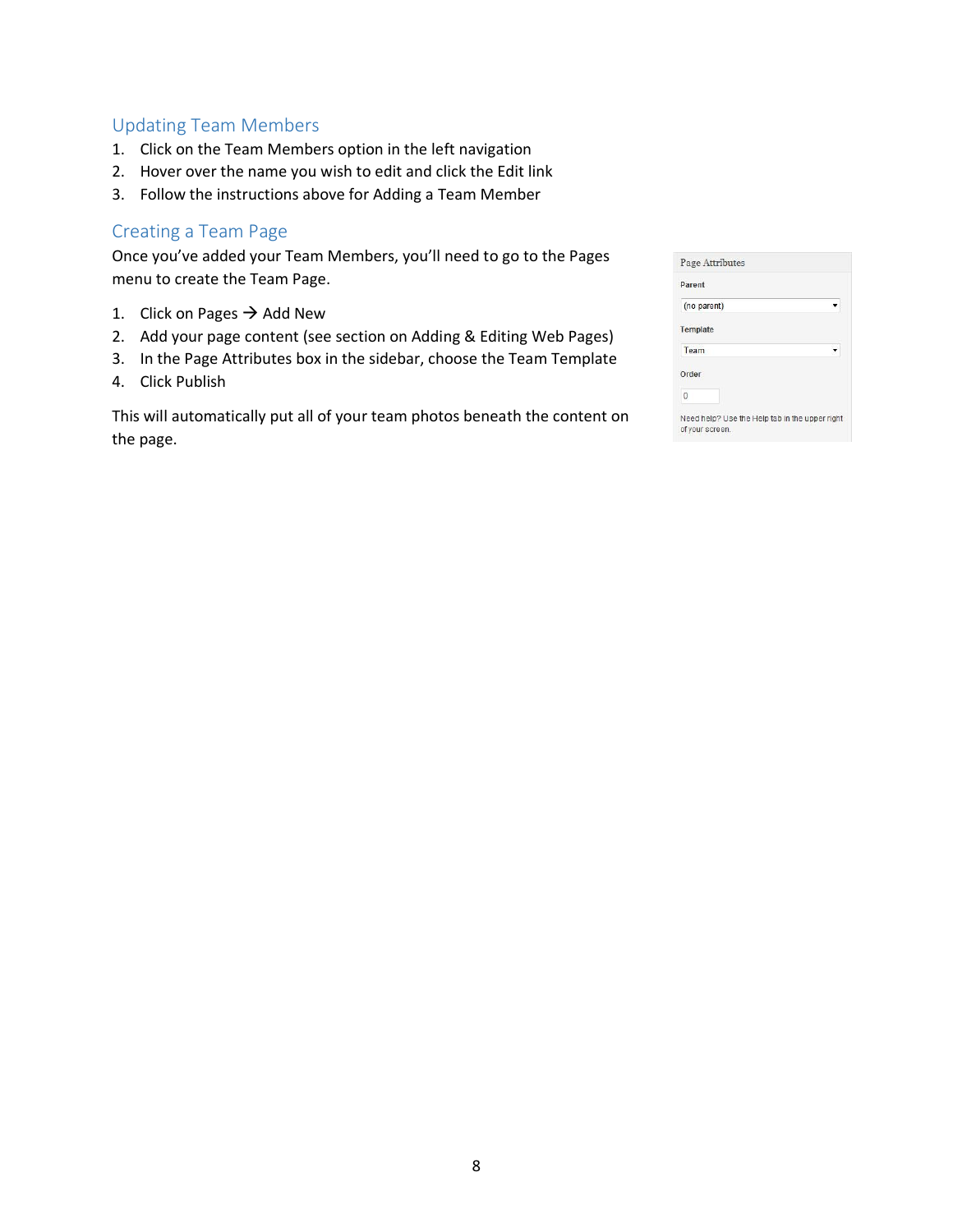## Updating Team Members

1. Click on the Team Members option in the left navigation
2. Hover over the name you wish to edit and click the Edit link
3. Follow the instructions above for Adding a Team Member

## Creating a Team Page

Once you've added your Team Members, you'll need to go to the Pages menu to create the Team Page.

1. Click on Pages → Add New
2. Add your page content (see section on Adding & Editing Web Pages)
3. In the Page Attributes box in the sidebar, choose the Team Template
4. Click Publish

This will automatically put all of your team photos beneath the content on the page.